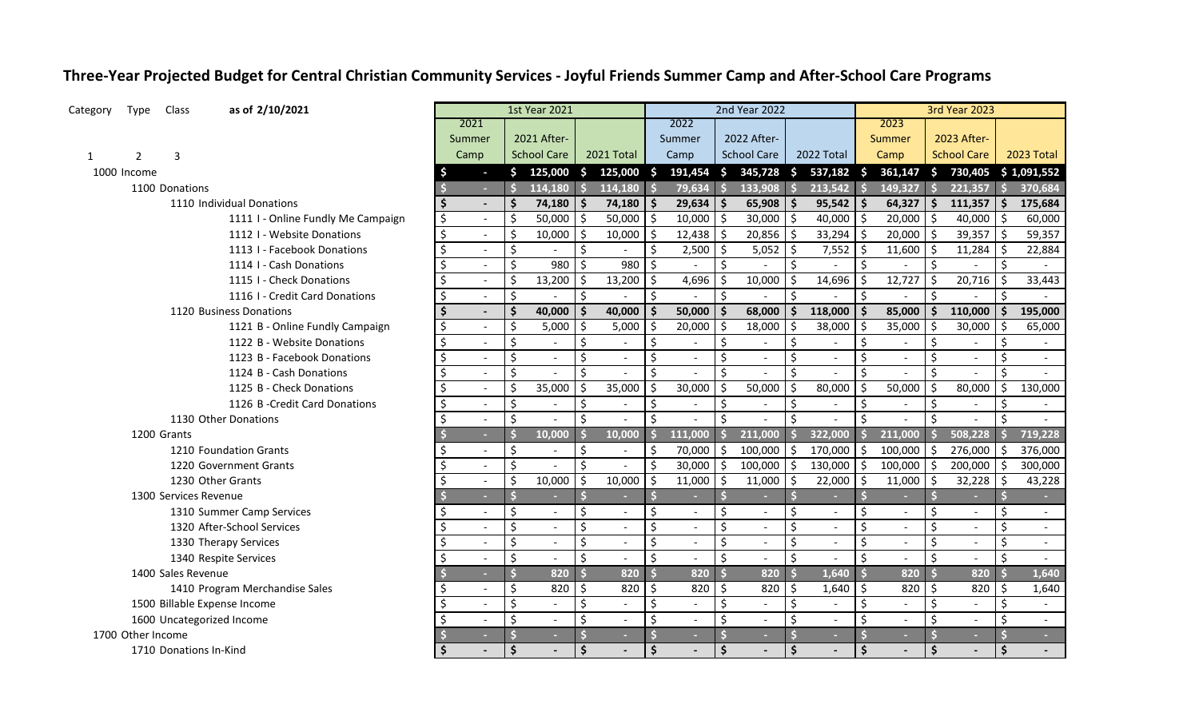# Three-Year Projected Budget for Central Christian Community Services - Joyful Friends Summer Camp and After-School Care Programs

| Category | Type | Class | as of 2/10/2021 | 1st Year 2021 | | | 2nd Year 2022 | | | 3rd Year 2023 | | |
|---|---|---|---|---|---|---|---|---|---|---|---|---|
| | | | | 2021 Summer Camp | 2021 After-School Care | 2021 Total | 2022 Summer Camp | 2022 After-School Care | 2022 Total | 2023 Summer Camp | 2023 After-School Care | 2023 Total |
| 1 | 2 | 3 | | | | | | | | | | |
| 1000 Income | | | | $ - | $ 125,000 | $ 125,000 | $ 191,454 | $ 345,728 | $ 537,182 | $ 361,147 | $ 730,405 | $ 1,091,552 |
| | 1100 Donations | | | $ - | $ 114,180 | $ 114,180 | $ 79,634 | $ 133,908 | $ 213,542 | $ 149,327 | $ 221,357 | $ 370,684 |
| | | 1110 Individual Donations | | $ - | $ 74,180 | $ 74,180 | $ 29,634 | $ 65,908 | $ 95,542 | $ 64,327 | $ 111,357 | $ 175,684 |
| | | | 1111 I - Online Fundly Me Campaign | $ - | $ 50,000 | $ 50,000 | $ 10,000 | $ 30,000 | $ 40,000 | $ 20,000 | $ 40,000 | $ 60,000 |
| | | | 1112 I - Website Donations | $ - | $ 10,000 | $ 10,000 | $ 12,438 | $ 20,856 | $ 33,294 | $ 20,000 | $ 39,357 | $ 59,357 |
| | | | 1113 I - Facebook Donations | $ - | $ - | $ - | $ 2,500 | $ 5,052 | $ 7,552 | $ 11,600 | $ 11,284 | $ 22,884 |
| | | | 1114 I - Cash Donations | $ - | $ 980 | $ 980 | $ - | $ - | $ - | $ - | $ - | $ - |
| | | | 1115 I - Check Donations | $ - | $ 13,200 | $ 13,200 | $ 4,696 | $ 10,000 | $ 14,696 | $ 12,727 | $ 20,716 | $ 33,443 |
| | | | 1116 I - Credit Card Donations | $ - | $ - | $ - | $ - | $ - | $ - | $ - | $ - | $ - |
| | | 1120 Business Donations | | $ - | $ 40,000 | $ 40,000 | $ 50,000 | $ 68,000 | $ 118,000 | $ 85,000 | $ 110,000 | $ 195,000 |
| | | | 1121 B - Online Fundly Campaign | $ - | $ 5,000 | $ 5,000 | $ 20,000 | $ 18,000 | $ 38,000 | $ 35,000 | $ 30,000 | $ 65,000 |
| | | | 1122 B - Website Donations | $ - | $ - | $ - | $ - | $ - | $ - | $ - | $ - | $ - |
| | | | 1123 B - Facebook Donations | $ - | $ - | $ - | $ - | $ - | $ - | $ - | $ - | $ - |
| | | | 1124 B - Cash Donations | $ - | $ - | $ - | $ - | $ - | $ - | $ - | $ - | $ - |
| | | | 1125 B - Check Donations | $ - | $ 35,000 | $ 35,000 | $ 30,000 | $ 50,000 | $ 80,000 | $ 50,000 | $ 80,000 | $ 130,000 |
| | | | 1126 B -Credit Card Donations | $ - | $ - | $ - | $ - | $ - | $ - | $ - | $ - | $ - |
| | | 1130 Other Donations | | $ - | $ - | $ - | $ - | $ - | $ - | $ - | $ - | $ - |
| | 1200 Grants | | | $ - | $ 10,000 | $ 10,000 | $ 111,000 | $ 211,000 | $ 322,000 | $ 211,000 | $ 508,228 | $ 719,228 |
| | | 1210 Foundation Grants | | $ - | $ - | $ - | $ 70,000 | $ 100,000 | $ 170,000 | $ 100,000 | $ 276,000 | $ 376,000 |
| | | 1220 Government Grants | | $ - | $ - | $ - | $ 30,000 | $ 100,000 | $ 130,000 | $ 100,000 | $ 200,000 | $ 300,000 |
| | | 1230 Other Grants | | $ - | $ 10,000 | $ 10,000 | $ 11,000 | $ 11,000 | $ 22,000 | $ 11,000 | $ 32,228 | $ 43,228 |
| | 1300 Services Revenue | | | $ - | $ - | $ - | $ - | $ - | $ - | $ - | $ - | $ - |
| | | 1310 Summer Camp Services | | $ - | $ - | $ - | $ - | $ - | $ - | $ - | $ - | $ - |
| | | 1320 After-School Services | | $ - | $ - | $ - | $ - | $ - | $ - | $ - | $ - | $ - |
| | | 1330 Therapy Services | | $ - | $ - | $ - | $ - | $ - | $ - | $ - | $ - | $ - |
| | | 1340 Respite Services | | $ - | $ - | $ - | $ - | $ - | $ - | $ - | $ - | $ - |
| | 1400 Sales Revenue | | | $ - | $ 820 | $ 820 | $ 820 | $ 820 | $ 1,640 | $ 820 | $ 820 | $ 1,640 |
| | | 1410 Program Merchandise Sales | | $ - | $ 820 | $ 820 | $ 820 | $ 820 | $ 1,640 | $ 820 | $ 820 | $ 1,640 |
| | 1500 Billable Expense Income | | | $ - | $ - | $ - | $ - | $ - | $ - | $ - | $ - | $ - |
| | 1600 Uncategorized Income | | | $ - | $ - | $ - | $ - | $ - | $ - | $ - | $ - | $ - |
| 1700 Other Income | | | | $ - | $ - | $ - | $ - | $ - | $ - | $ - | $ - | $ - |
| | 1710 Donations In-Kind | | | $ - | $ - | $ - | $ - | $ - | $ - | $ - | $ - | $ - |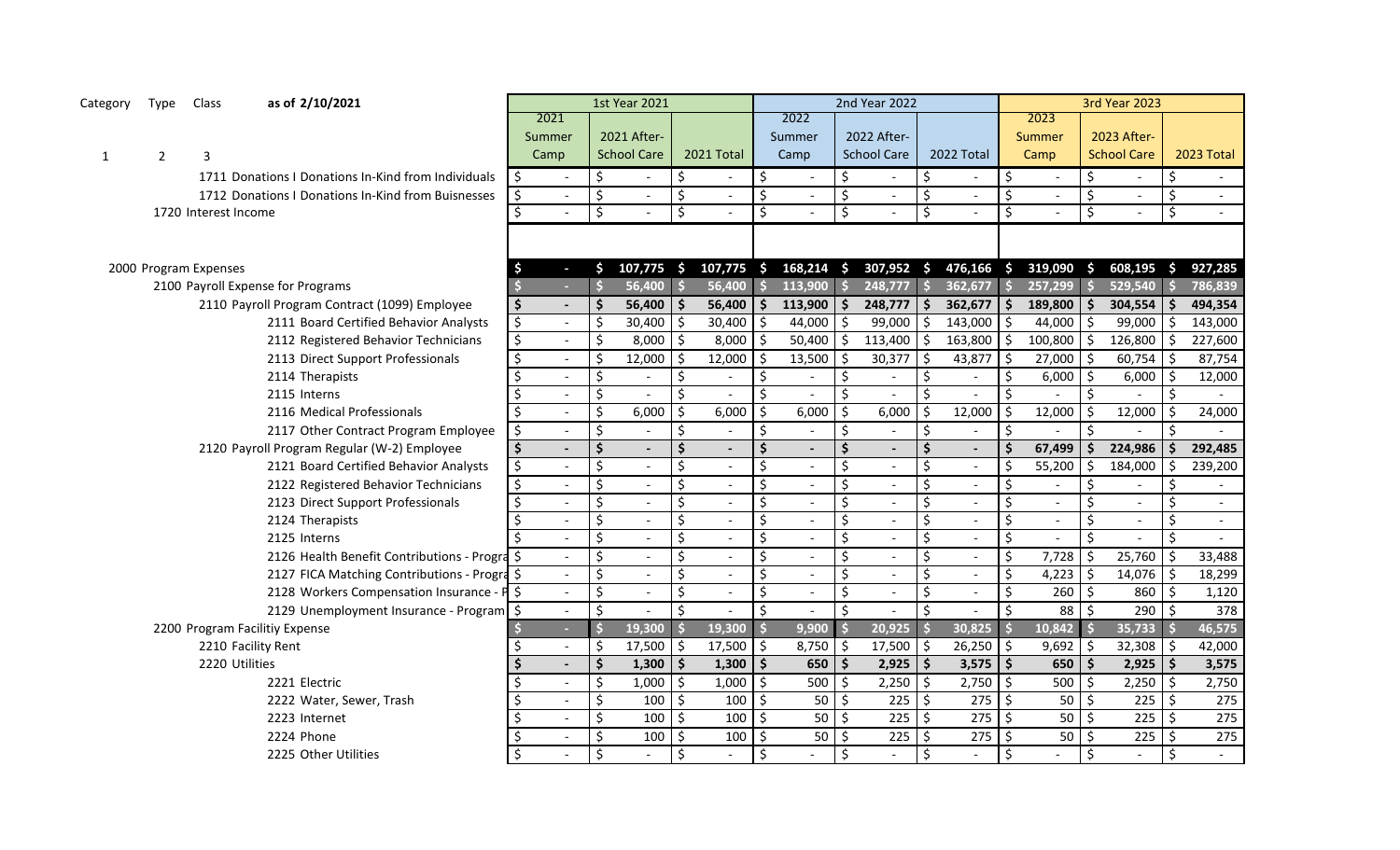| Category | Type | Class | as of 2/10/2021 | 1st Year 2021 | | | 2nd Year 2022 | | | 3rd Year 2023 | | |
|---|---|---|---|---|---|---|---|---|---|---|---|---|
| 1 | 2 | 3 | | 2021 Summer Camp | 2021 After-School Care | 2021 Total | 2022 Summer Camp | 2022 After-School Care | 2022 Total | 2023 Summer Camp | 2023 After-School Care | 2023 Total |
| | | 1711 Donations I Donations In-Kind from Individuals | | $ - | $ - | $ - | $ - | $ - | $ - | $ - | $ - | $ - |
| | | 1712 Donations I Donations In-Kind from Buisnesses | | $ - | $ - | $ - | $ - | $ - | $ - | $ - | $ - | $ - |
| | 1720 Interest Income | | | $ - | $ - | $ - | $ - | $ - | $ - | $ - | $ - | $ - |
| | | | | | | | | | | | | |
| 2000 Program Expenses | | | | $ - | $ 107,775 | $ 107,775 | $ 168,214 | $ 307,952 | $ 476,166 | $ 319,090 | $ 608,195 | $ 927,285 |
| | 2100 Payroll Expense for Programs | | | $ - | $ 56,400 | $ 56,400 | $ 113,900 | $ 248,777 | $ 362,677 | $ 257,299 | $ 529,540 | $ 786,839 |
| | | 2110 Payroll Program Contract (1099) Employee | | $ - | $ 56,400 | $ 56,400 | $ 113,900 | $ 248,777 | $ 362,677 | $ 189,800 | $ 304,554 | $ 494,354 |
| | | | 2111 Board Certified Behavior Analysts | $ - | $ 30,400 | $ 30,400 | $ 44,000 | $ 99,000 | $ 143,000 | $ 44,000 | $ 99,000 | $ 143,000 |
| | | | 2112 Registered Behavior Technicians | $ - | $ 8,000 | $ 8,000 | $ 50,400 | $ 113,400 | $ 163,800 | $ 100,800 | $ 126,800 | $ 227,600 |
| | | | 2113 Direct Support Professionals | $ - | $ 12,000 | $ 12,000 | $ 13,500 | $ 30,377 | $ 43,877 | $ 27,000 | $ 60,754 | $ 87,754 |
| | | | 2114 Therapists | $ - | $ - | $ - | $ - | $ - | $ - | $ 6,000 | $ 6,000 | $ 12,000 |
| | | | 2115 Interns | $ - | $ - | $ - | $ - | $ - | $ - | $ - | $ - | $ - |
| | | | 2116 Medical Professionals | $ - | $ 6,000 | $ 6,000 | $ 6,000 | $ 6,000 | $ 12,000 | $ 12,000 | $ 12,000 | $ 24,000 |
| | | | 2117 Other Contract Program Employee | $ - | $ - | $ - | $ - | $ - | $ - | $ - | $ - | $ - |
| | | 2120 Payroll Program Regular (W-2) Employee | | $ - | $ - | $ - | $ - | $ - | $ - | $ 67,499 | $ 224,986 | $ 292,485 |
| | | | 2121 Board Certified Behavior Analysts | $ - | $ - | $ - | $ - | $ - | $ - | $ 55,200 | $ 184,000 | $ 239,200 |
| | | | 2122 Registered Behavior Technicians | $ - | $ - | $ - | $ - | $ - | $ - | $ - | $ - | $ - |
| | | | 2123 Direct Support Professionals | $ - | $ - | $ - | $ - | $ - | $ - | $ - | $ - | $ - |
| | | | 2124 Therapists | $ - | $ - | $ - | $ - | $ - | $ - | $ - | $ - | $ - |
| | | | 2125 Interns | $ - | $ - | $ - | $ - | $ - | $ - | $ - | $ - | $ - |
| | | | 2126 Health Benefit Contributions - Progra | $ - | $ - | $ - | $ - | $ - | $ - | $ 7,728 | $ 25,760 | $ 33,488 |
| | | | 2127 FICA Matching Contributions - Progra | $ - | $ - | $ - | $ - | $ - | $ - | $ 4,223 | $ 14,076 | $ 18,299 |
| | | | 2128 Workers Compensation Insurance - P | $ - | $ - | $ - | $ - | $ - | $ - | $ 260 | $ 860 | $ 1,120 |
| | | | 2129 Unemployment Insurance - Program | $ - | $ - | $ - | $ - | $ - | $ - | $ 88 | $ 290 | $ 378 |
| | 2200 Program Facilitiy Expense | | | $ - | $ 19,300 | $ 19,300 | $ 9,900 | $ 20,925 | $ 30,825 | $ 10,842 | $ 35,733 | $ 46,575 |
| | | 2210 Facility Rent | | $ - | $ 17,500 | $ 17,500 | $ 8,750 | $ 17,500 | $ 26,250 | $ 9,692 | $ 32,308 | $ 42,000 |
| | | 2220 Utilities | | $ - | $ 1,300 | $ 1,300 | $ 650 | $ 2,925 | $ 3,575 | $ 650 | $ 2,925 | $ 3,575 |
| | | | 2221 Electric | $ - | $ 1,000 | $ 1,000 | $ 500 | $ 2,250 | $ 2,750 | $ 500 | $ 2,250 | $ 2,750 |
| | | | 2222 Water, Sewer, Trash | $ - | $ 100 | $ 100 | $ 50 | $ 225 | $ 275 | $ 50 | $ 225 | $ 275 |
| | | | 2223 Internet | $ - | $ 100 | $ 100 | $ 50 | $ 225 | $ 275 | $ 50 | $ 225 | $ 275 |
| | | | 2224 Phone | $ - | $ 100 | $ 100 | $ 50 | $ 225 | $ 275 | $ 50 | $ 225 | $ 275 |
| | | | 2225 Other Utilities | $ - | $ - | $ - | $ - | $ - | $ - | $ - | $ - | $ - |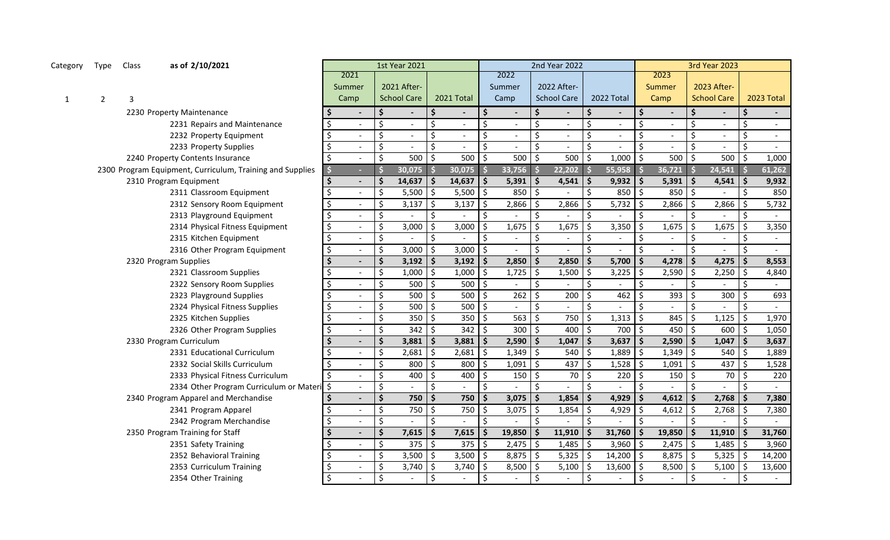| Category | Type | Class | as of 2/10/2021 | 1st Year 2021 | | | 2nd Year 2022 | | | 3rd Year 2023 | | |
|---|---|---|---|---|---|---|---|---|---|---|---|---|
| 1 | 2 | 3 | | 2021 Summer Camp | 2021 After-School Care | 2021 Total | 2022 Summer Camp | 2022 After-School Care | 2022 Total | 2023 Summer Camp | 2023 After-School Care | 2023 Total |
| | | | 2230 Property Maintenance | $ - | $ - | $ - | $ - | $ - | $ - | $ - | $ - | $ - |
| | | | 2231 Repairs and Maintenance | $ - | $ - | $ - | $ - | $ - | $ - | $ - | $ - | $ - |
| | | | 2232 Property Equipment | $ - | $ - | $ - | $ - | $ - | $ - | $ - | $ - | $ - |
| | | | 2233 Property Supplies | $ - | $ - | $ - | $ - | $ - | $ - | $ - | $ - | $ - |
| | | | 2240 Property Contents Insurance | $ - | $ 500 | $ 500 | $ 500 | $ 500 | $ 1,000 | $ 500 | $ 500 | $ 1,000 |
| | | | 2300 Program Equipment, Curriculum, Training and Supplies | $ - | $ 30,075 | $ 30,075 | $ 33,756 | $ 22,202 | $ 55,958 | $ 36,721 | $ 24,541 | $ 61,262 |
| | | | **2310 Program Equipment** | **$ -** | **$ 14,637** | **$ 14,637** | **$ 5,391** | **$ 4,541** | **$ 9,932** | **$ 5,391** | **$ 4,541** | **$ 9,932** |
| | | | 2311 Classroom Equipment | $ - | $ 5,500 | $ 5,500 | $ 850 | $ - | $ 850 | $ 850 | $ - | $ 850 |
| | | | 2312 Sensory Room Equipment | $ - | $ 3,137 | $ 3,137 | $ 2,866 | $ 2,866 | $ 5,732 | $ 2,866 | $ 2,866 | $ 5,732 |
| | | | 2313 Playground Equipment | $ - | $ - | $ - | $ - | $ - | $ - | $ - | $ - | $ - |
| | | | 2314 Physical Fitness Equipment | $ - | $ 3,000 | $ 3,000 | $ 1,675 | $ 1,675 | $ 3,350 | $ 1,675 | $ 1,675 | $ 3,350 |
| | | | 2315 Kitchen Equipment | $ - | $ - | $ - | $ - | $ - | $ - | $ - | $ - | $ - |
| | | | 2316 Other Program Equipment | $ - | $ 3,000 | $ 3,000 | $ - | $ - | $ - | $ - | $ - | $ - |
| | | | **2320 Program Supplies** | **$ -** | **$ 3,192** | **$ 3,192** | **$ 2,850** | **$ 2,850** | **$ 5,700** | **$ 4,278** | **$ 4,275** | **$ 8,553** |
| | | | 2321 Classroom Supplies | $ - | $ 1,000 | $ 1,000 | $ 1,725 | $ 1,500 | $ 3,225 | $ 2,590 | $ 2,250 | $ 4,840 |
| | | | 2322 Sensory Room Supplies | $ - | $ 500 | $ 500 | $ - | $ - | $ - | $ - | $ - | $ - |
| | | | 2323 Playground Supplies | $ - | $ 500 | $ 500 | $ 262 | $ 200 | $ 462 | $ 393 | $ 300 | $ 693 |
| | | | 2324 Physical Fitness Supplies | $ - | $ 500 | $ 500 | $ - | $ - | $ - | $ - | $ - | $ - |
| | | | 2325 Kitchen Supplies | $ - | $ 350 | $ 350 | $ 563 | $ 750 | $ 1,313 | $ 845 | $ 1,125 | $ 1,970 |
| | | | 2326 Other Program Supplies | $ - | $ 342 | $ 342 | $ 300 | $ 400 | $ 700 | $ 450 | $ 600 | $ 1,050 |
| | | | **2330 Program Curriculum** | **$ -** | **$ 3,881** | **$ 3,881** | **$ 2,590** | **$ 1,047** | **$ 3,637** | **$ 2,590** | **$ 1,047** | **$ 3,637** |
| | | | 2331 Educational Curriculum | $ - | $ 2,681 | $ 2,681 | $ 1,349 | $ 540 | $ 1,889 | $ 1,349 | $ 540 | $ 1,889 |
| | | | 2332 Social Skills Curriculum | $ - | $ 800 | $ 800 | $ 1,091 | $ 437 | $ 1,528 | $ 1,091 | $ 437 | $ 1,528 |
| | | | 2333 Physical Fitness Curriculum | $ - | $ 400 | $ 400 | $ 150 | $ 70 | $ 220 | $ 150 | $ 70 | $ 220 |
| | | | 2334 Other Program Curriculum or Materi | $ - | $ - | $ - | $ - | $ - | $ - | $ - | $ - | $ - |
| | | | **2340 Program Apparel and Merchandise** | **$ -** | **$ 750** | **$ 750** | **$ 3,075** | **$ 1,854** | **$ 4,929** | **$ 4,612** | **$ 2,768** | **$ 7,380** |
| | | | 2341 Program Apparel | $ - | $ 750 | $ 750 | $ 3,075 | $ 1,854 | $ 4,929 | $ 4,612 | $ 2,768 | $ 7,380 |
| | | | 2342 Program Merchandise | $ - | $ - | $ - | $ - | $ - | $ - | $ - | $ - | $ - |
| | | | **2350 Program Training for Staff** | **$ -** | **$ 7,615** | **$ 7,615** | **$ 19,850** | **$ 11,910** | **$ 31,760** | **$ 19,850** | **$ 11,910** | **$ 31,760** |
| | | | 2351 Safety Training | $ - | $ 375 | $ 375 | $ 2,475 | $ 1,485 | $ 3,960 | $ 2,475 | $ 1,485 | $ 3,960 |
| | | | 2352 Behavioral Training | $ - | $ 3,500 | $ 3,500 | $ 8,875 | $ 5,325 | $ 14,200 | $ 8,875 | $ 5,325 | $ 14,200 |
| | | | 2353 Curriculum Training | $ - | $ 3,740 | $ 3,740 | $ 8,500 | $ 5,100 | $ 13,600 | $ 8,500 | $ 5,100 | $ 13,600 |
| | | | 2354 Other Training | $ - | $ - | $ - | $ - | $ - | $ - | $ - | $ - | $ - |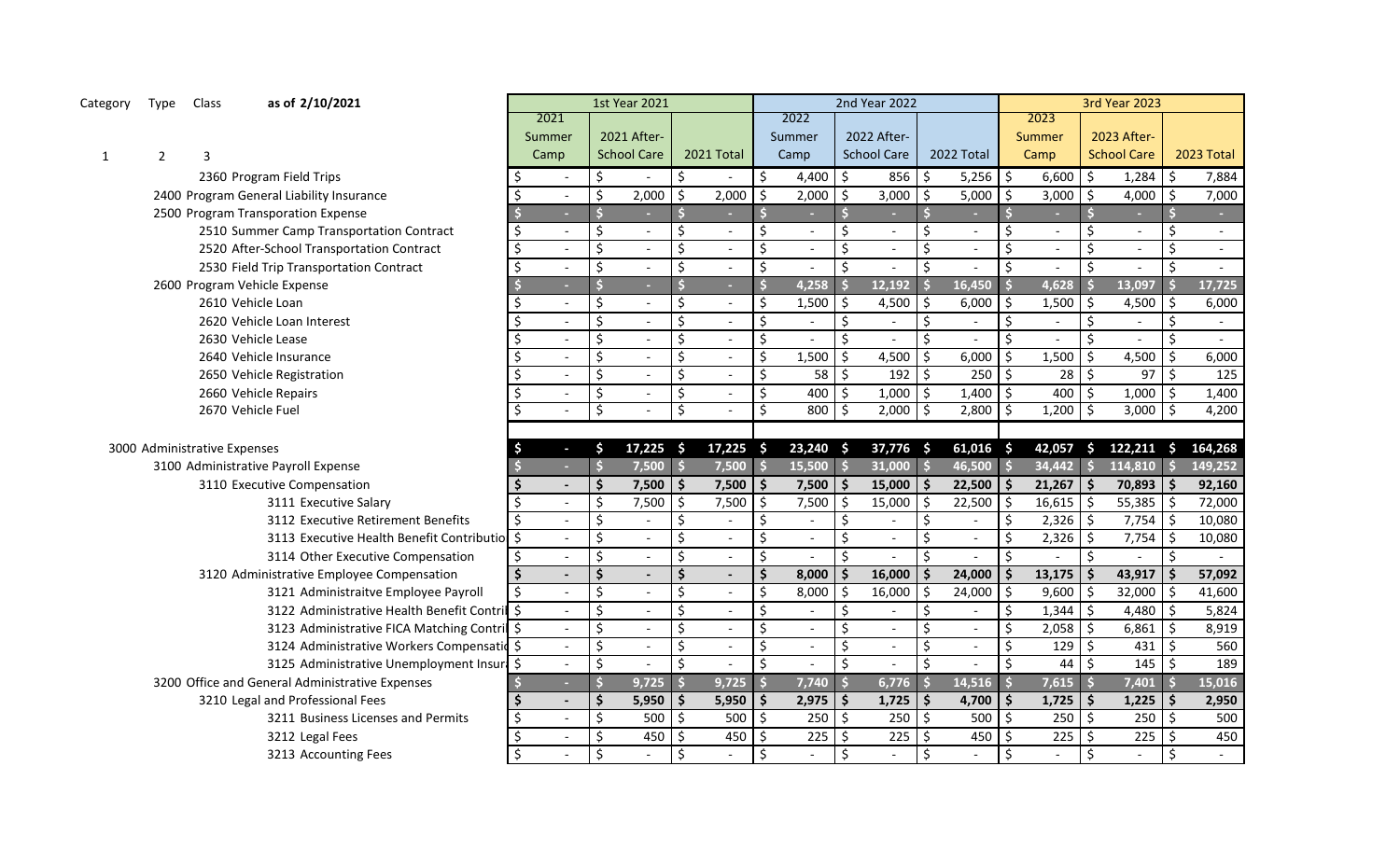| Category | Type | Class | as of 2/10/2021 | 1st Year 2021 | | | 2nd Year 2022 | | | 3rd Year 2023 | | |
|---|---|---|---|---|---|---|---|---|---|---|---|---|
| | | | | 2021 Summer Camp | 2021 After-School Care | 2021 Total | 2022 Summer Camp | 2022 After-School Care | 2022 Total | 2023 Summer Camp | 2023 After-School Care | 2023 Total |
| 1 | 2 | 3 | | | | | | | | | | |
| | | 2360 Program Field Trips | | $ - | $ - | $ - | $ 4,400 | $ 856 | $ 5,256 | $ 6,600 | $ 1,284 | $ 7,884 |
| | 2400 Program General Liability Insurance | | | $ - | $ 2,000 | $ 2,000 | $ 2,000 | $ 3,000 | $ 5,000 | $ 3,000 | $ 4,000 | $ 7,000 |
| | 2500 Program Transporation Expense | | | $ - | $ - | $ - | $ - | $ - | $ - | $ - | $ - | $ - |
| | | 2510 Summer Camp Transportation Contract | | $ - | $ - | $ - | $ - | $ - | $ - | $ - | $ - | $ - |
| | | 2520 After-School Transportation Contract | | $ - | $ - | $ - | $ - | $ - | $ - | $ - | $ - | $ - |
| | | 2530 Field Trip Transportation Contract | | $ - | $ - | $ - | $ - | $ - | $ - | $ - | $ - | $ - |
| | 2600 Program Vehicle Expense | | | $ - | $ - | $ - | $ 4,258 | $ 12,192 | $ 16,450 | $ 4,628 | $ 13,097 | $ 17,725 |
| | | 2610 Vehicle Loan | | $ - | $ - | $ - | $ 1,500 | $ 4,500 | $ 6,000 | $ 1,500 | $ 4,500 | $ 6,000 |
| | | 2620 Vehicle Loan Interest | | $ - | $ - | $ - | $ - | $ - | $ - | $ - | $ - | $ - |
| | | 2630 Vehicle Lease | | $ - | $ - | $ - | $ - | $ - | $ - | $ - | $ - | $ - |
| | | 2640 Vehicle Insurance | | $ - | $ - | $ - | $ 1,500 | $ 4,500 | $ 6,000 | $ 1,500 | $ 4,500 | $ 6,000 |
| | | 2650 Vehicle Registration | | $ - | $ - | $ - | $ 58 | $ 192 | $ 250 | $ 28 | $ 97 | $ 125 |
| | | 2660 Vehicle Repairs | | $ - | $ - | $ - | $ 400 | $ 1,000 | $ 1,400 | $ 400 | $ 1,000 | $ 1,400 |
| | | 2670 Vehicle Fuel | | $ - | $ - | $ - | $ 800 | $ 2,000 | $ 2,800 | $ 1,200 | $ 3,000 | $ 4,200 |
| | | | | | | | | | | | | |
| 3000 Administrative Expenses | | | | **$ -** | **$ 17,225** | **$ 17,225** | **$ 23,240** | **$ 37,776** | **$ 61,016** | **$ 42,057** | **$ 122,211** | **$ 164,268** |
| | 3100 Administrative Payroll Expense | | | $ - | $ 7,500 | $ 7,500 | $ 15,500 | $ 31,000 | $ 46,500 | $ 34,442 | $ 114,810 | $ 149,252 |
| | | 3110 Executive Compensation | | **$ -** | **$ 7,500** | **$ 7,500** | **$ 7,500** | **$ 15,000** | **$ 22,500** | **$ 21,267** | **$ 70,893** | **$ 92,160** |
| | | | 3111 Executive Salary | $ - | $ 7,500 | $ 7,500 | $ 7,500 | $ 15,000 | $ 22,500 | $ 16,615 | $ 55,385 | $ 72,000 |
| | | | 3112 Executive Retirement Benefits | $ - | $ - | $ - | $ - | $ - | $ - | $ 2,326 | $ 7,754 | $ 10,080 |
| | | | 3113 Executive Health Benefit Contributio | $ - | $ - | $ - | $ - | $ - | $ - | $ 2,326 | $ 7,754 | $ 10,080 |
| | | | 3114 Other Executive Compensation | $ - | $ - | $ - | $ - | $ - | $ - | $ - | $ - | $ - |
| | | 3120 Administrative Employee Compensation | | **$ -** | **$ -** | **$ -** | **$ 8,000** | **$ 16,000** | **$ 24,000** | **$ 13,175** | **$ 43,917** | **$ 57,092** |
| | | | 3121 Administraitve Employee Payroll | $ - | $ - | $ - | $ 8,000 | $ 16,000 | $ 24,000 | $ 9,600 | $ 32,000 | $ 41,600 |
| | | | 3122 Administrative Health Benefit Contril | $ - | $ - | $ - | $ - | $ - | $ - | $ 1,344 | $ 4,480 | $ 5,824 |
| | | | 3123 Administrative FICA Matching Contri | $ - | $ - | $ - | $ - | $ - | $ - | $ 2,058 | $ 6,861 | $ 8,919 |
| | | | 3124 Administrative Workers Compensatic | $ - | $ - | $ - | $ - | $ - | $ - | $ 129 | $ 431 | $ 560 |
| | | | 3125 Administrative Unemployment Insur | $ - | $ - | $ - | $ - | $ - | $ - | $ 44 | $ 145 | $ 189 |
| | 3200 Office and General Administrative Expenses | | | $ - | $ 9,725 | $ 9,725 | $ 7,740 | $ 6,776 | $ 14,516 | $ 7,615 | $ 7,401 | $ 15,016 |
| | | 3210 Legal and Professional Fees | | **$ -** | **$ 5,950** | **$ 5,950** | **$ 2,975** | **$ 1,725** | **$ 4,700** | **$ 1,725** | **$ 1,225** | **$ 2,950** |
| | | | 3211 Business Licenses and Permits | $ - | $ 500 | $ 500 | $ 250 | $ 250 | $ 500 | $ 250 | $ 250 | $ 500 |
| | | | 3212 Legal Fees | $ - | $ 450 | $ 450 | $ 225 | $ 225 | $ 450 | $ 225 | $ 225 | $ 450 |
| | | | 3213 Accounting Fees | $ - | $ - | $ - | $ - | $ - | $ - | $ - | $ - | $ - |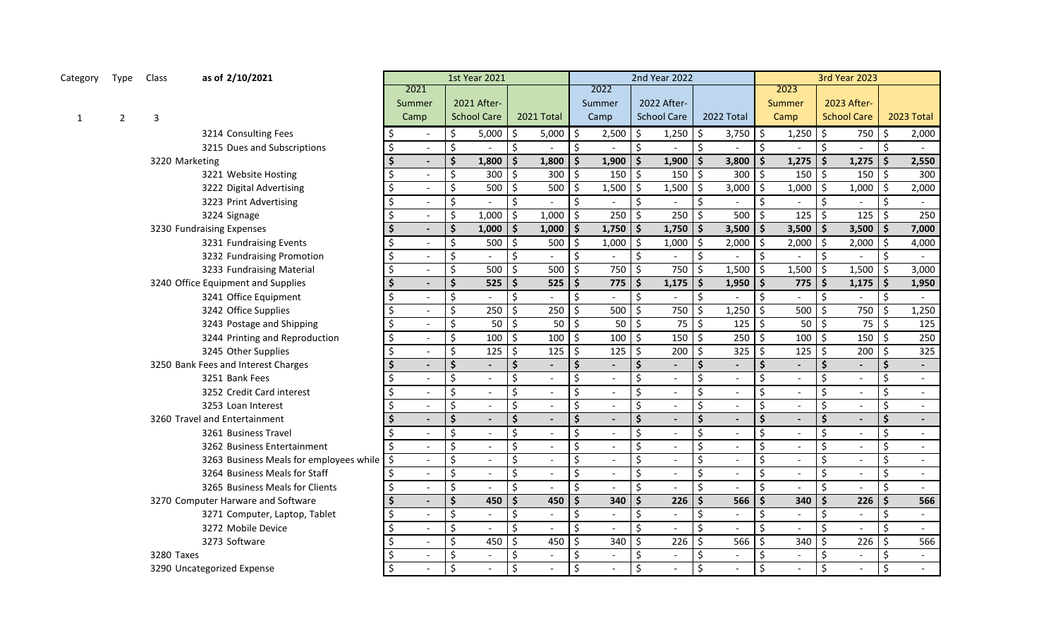| Category | Type | Class | as of 2/10/2021 | 1st Year 2021 | | | 2nd Year 2022 | | | 3rd Year 2023 | | |
|---|---|---|---|---|---|---|---|---|---|---|---|---|
| 1 | 2 | 3 | | 2021 Summer Camp | 2021 After-School Care | 2021 Total | 2022 Summer Camp | 2022 After-School Care | 2022 Total | 2023 Summer Camp | 2023 After-School Care | 2023 Total |
| | | | 3214 Consulting Fees | $ - | $ 5,000 | $ 5,000 | $ 2,500 | $ 1,250 | $ 3,750 | $ 1,250 | $ 750 | $ 2,000 |
| | | | 3215 Dues and Subscriptions | $ - | $ - | $ - | $ - | $ - | $ - | $ - | $ - | $ - |
| | | | **3220 Marketing** | **$ -** | **$ 1,800** | **$ 1,800** | **$ 1,900** | **$ 1,900** | **$ 3,800** | **$ 1,275** | **$ 1,275** | **$ 2,550** |
| | | | 3221 Website Hosting | $ - | $ 300 | $ 300 | $ 150 | $ 150 | $ 300 | $ 150 | $ 150 | $ 300 |
| | | | 3222 Digital Advertising | $ - | $ 500 | $ 500 | $ 1,500 | $ 1,500 | $ 3,000 | $ 1,000 | $ 1,000 | $ 2,000 |
| | | | 3223 Print Advertising | $ - | $ - | $ - | $ - | $ - | $ - | $ - | $ - | $ - |
| | | | 3224 Signage | $ - | $ 1,000 | $ 1,000 | $ 250 | $ 250 | $ 500 | $ 125 | $ 125 | $ 250 |
| | | | **3230 Fundraising Expenses** | **$ -** | **$ 1,000** | **$ 1,000** | **$ 1,750** | **$ 1,750** | **$ 3,500** | **$ 3,500** | **$ 3,500** | **$ 7,000** |
| | | | 3231 Fundraising Events | $ - | $ 500 | $ 500 | $ 1,000 | $ 1,000 | $ 2,000 | $ 2,000 | $ 2,000 | $ 4,000 |
| | | | 3232 Fundraising Promotion | $ - | $ - | $ - | $ - | $ - | $ - | $ - | $ - | $ - |
| | | | 3233 Fundraising Material | $ - | $ 500 | $ 500 | $ 750 | $ 750 | $ 1,500 | $ 1,500 | $ 1,500 | $ 3,000 |
| | | | **3240 Office Equipment and Supplies** | **$ -** | **$ 525** | **$ 525** | **$ 775** | **$ 1,175** | **$ 1,950** | **$ 775** | **$ 1,175** | **$ 1,950** |
| | | | 3241 Office Equipment | $ - | $ - | $ - | $ - | $ - | $ - | $ - | $ - | $ - |
| | | | 3242 Office Supplies | $ - | $ 250 | $ 250 | $ 500 | $ 750 | $ 1,250 | $ 500 | $ 750 | $ 1,250 |
| | | | 3243 Postage and Shipping | $ - | $ 50 | $ 50 | $ 50 | $ 75 | $ 125 | $ 50 | $ 75 | $ 125 |
| | | | 3244 Printing and Reproduction | $ - | $ 100 | $ 100 | $ 100 | $ 150 | $ 250 | $ 100 | $ 150 | $ 250 |
| | | | 3245 Other Supplies | $ - | $ 125 | $ 125 | $ 125 | $ 200 | $ 325 | $ 125 | $ 200 | $ 325 |
| | | | **3250 Bank Fees and Interest Charges** | **$ -** | **$ -** | **$ -** | **$ -** | **$ -** | **$ -** | **$ -** | **$ -** | **$ -** |
| | | | 3251 Bank Fees | $ - | $ - | $ - | $ - | $ - | $ - | $ - | $ - | $ - |
| | | | 3252 Credit Card interest | $ - | $ - | $ - | $ - | $ - | $ - | $ - | $ - | $ - |
| | | | 3253 Loan Interest | $ - | $ - | $ - | $ - | $ - | $ - | $ - | $ - | $ - |
| | | | **3260 Travel and Entertainment** | **$ -** | **$ -** | **$ -** | **$ -** | **$ -** | **$ -** | **$ -** | **$ -** | **$ -** |
| | | | 3261 Business Travel | $ - | $ - | $ - | $ - | $ - | $ - | $ - | $ - | $ - |
| | | | 3262 Business Entertainment | $ - | $ - | $ - | $ - | $ - | $ - | $ - | $ - | $ - |
| | | | 3263 Business Meals for employees while | $ - | $ - | $ - | $ - | $ - | $ - | $ - | $ - | $ - |
| | | | 3264 Business Meals for Staff | $ - | $ - | $ - | $ - | $ - | $ - | $ - | $ - | $ - |
| | | | 3265 Business Meals for Clients | $ - | $ - | $ - | $ - | $ - | $ - | $ - | $ - | $ - |
| | | | **3270 Computer Harware and Software** | **$ -** | **$ 450** | **$ 450** | **$ 340** | **$ 226** | **$ 566** | **$ 340** | **$ 226** | **$ 566** |
| | | | 3271 Computer, Laptop, Tablet | $ - | $ - | $ - | $ - | $ - | $ - | $ - | $ - | $ - |
| | | | 3272 Mobile Device | $ - | $ - | $ - | $ - | $ - | $ - | $ - | $ - | $ - |
| | | | 3273 Software | $ - | $ 450 | $ 450 | $ 340 | $ 226 | $ 566 | $ 340 | $ 226 | $ 566 |
| | | | 3280 Taxes | $ - | $ - | $ - | $ - | $ - | $ - | $ - | $ - | $ - |
| | | | 3290 Uncategorized Expense | $ - | $ - | $ - | $ - | $ - | $ - | $ - | $ - | $ - |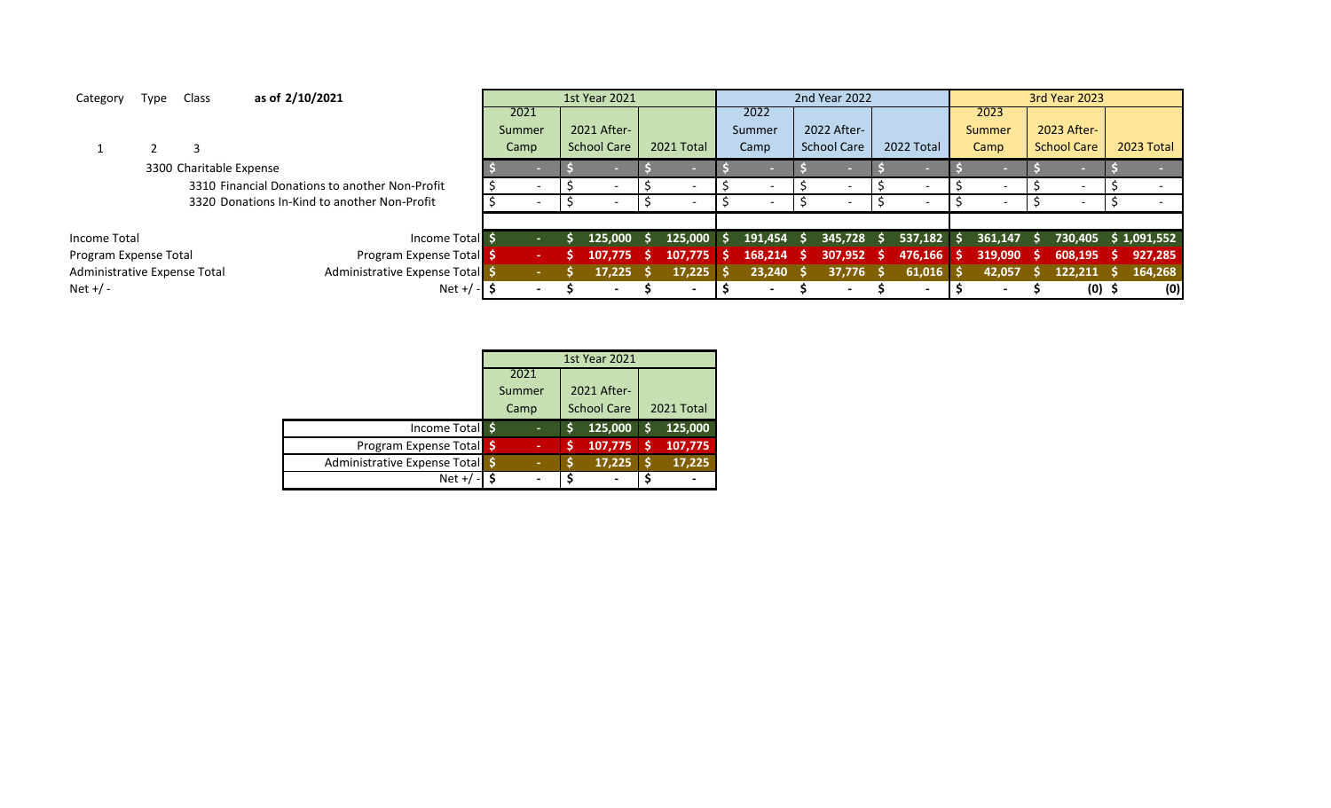| Category | Type | Class | as of 2/10/2021 | 1st Year 2021 | | | 2nd Year 2022 | | | 3rd Year 2023 | | |
|---|---|---|---|---|---|---|---|---|---|---|---|---|
| | | | | 2021 Summer Camp | 2021 After-School Care | 2021 Total | 2022 Summer Camp | 2022 After-School Care | 2022 Total | 2023 Summer Camp | 2023 After-School Care | 2023 Total |
| 1 | 2 | 3 | | | | | | | | | | |
| | 3300 Charitable Expense | | | $ - | $ - | $ - | $ - | $ - | $ - | $ - | $ - | $ - |
| | | 3310 Financial Donations to another Non-Profit | | $ - | $ - | $ - | $ - | $ - | $ - | $ - | $ - | $ - |
| | | 3320 Donations In-Kind to another Non-Profit | | $ - | $ - | $ - | $ - | $ - | $ - | $ - | $ - | $ - |
| Income Total | | | Income Total | $ - | $ 125,000 | $ 125,000 | $ 191,454 | $ 345,728 | $ 537,182 | $ 361,147 | $ 730,405 | $ 1,091,552 |
| Program Expense Total | | | Program Expense Total | $ - | $ 107,775 | $ 107,775 | $ 168,214 | $ 307,952 | $ 476,166 | $ 319,090 | $ 608,195 | $ 927,285 |
| Administrative Expense Total | | | Administrative Expense Total | $ - | $ 17,225 | $ 17,225 | $ 23,240 | $ 37,776 | $ 61,016 | $ 42,057 | $ 122,211 | $ 164,268 |
| Net +/ - | | | Net +/ - | $ - | $ - | $ - | $ - | $ - | $ - | $ - | $ (0) | $ (0) |

| | 1st Year 2021 | | |
|---|---|---|---|
| | 2021 Summer Camp | 2021 After-School Care | 2021 Total |
| Income Total | $ - | $ 125,000 | $ 125,000 |
| Program Expense Total | $ - | $ 107,775 | $ 107,775 |
| Administrative Expense Total | $ - | $ 17,225 | $ 17,225 |
| Net +/ - | $ - | $ - | $ - |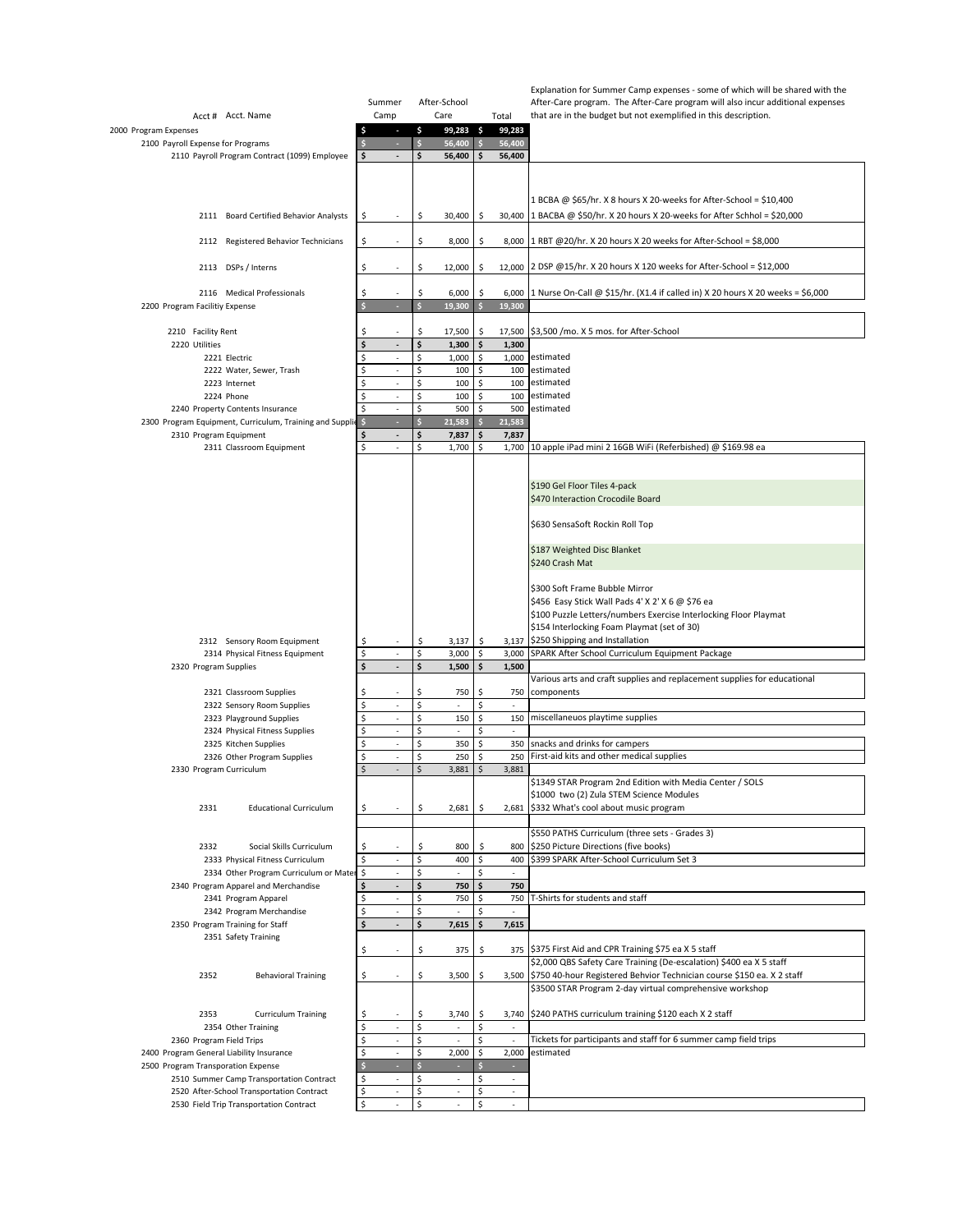| Acct # | Acct. Name | Summer Camp | After-School Care | Total | Explanation for Summer Camp expenses - some of which will be shared with the After-Care program. The After-Care program will also incur additional expenses that are in the budget but not exemplified in this description. |
|---|---|---|---|---|---|
| 2000 | Program Expenses | $ - | $ 99,283 | $ 99,283 | |
| 2100 | Payroll Expense for Programs | $ - | $ 56,400 | $ 56,400 | |
| 2110 | Payroll Program Contract (1099) Employee | $ - | $ 56,400 | $ 56,400 | |
| 2111 | Board Certified Behavior Analysts | $ - | $ 30,400 | $ 30,400 | 1 BCBA @ $65/hr. X 8 hours X 20-weeks for After-School = $10,400<br>1 BACBA @ $50/hr. X 20 hours X 20-weeks for After Schhol = $20,000 |
| 2112 | Registered Behavior Technicians | $ - | $ 8,000 | $ 8,000 | 1 RBT @20/hr. X 20 hours X 20 weeks for After-School = $8,000 |
| 2113 | DSPs / Interns | $ - | $ 12,000 | $ 12,000 | 2 DSP @15/hr. X 20 hours X 120 weeks for After-School = $12,000 |
| 2116 | Medical Professionals | $ - | $ 6,000 | $ 6,000 | 1 Nurse On-Call @ $15/hr. (X1.4 if called in) X 20 hours X 20 weeks = $6,000 |
| 2200 | Program Facilitiy Expense | $ - | $ 19,300 | $ 19,300 | |
| 2210 | Facility Rent | $ - | $ 17,500 | $ 17,500 | $3,500 /mo. X 5 mos. for After-School |
| 2220 | Utilities | $ - | $ 1,300 | $ 1,300 | |
| 2221 | Electric | $ - | $ 1,000 | $ 1,000 | estimated |
| 2222 | Water, Sewer, Trash | $ - | $ 100 | $ 100 | estimated |
| 2223 | Internet | $ - | $ 100 | $ 100 | estimated |
| 2224 | Phone | $ - | $ 100 | $ 100 | estimated |
| 2240 | Property Contents Insurance | $ - | $ 500 | $ 500 | estimated |
| 2300 | Program Equipment, Curriculum, Training and Supplies | $ - | $ 21,583 | $ 21,583 | |
| 2310 | Program Equipment | $ - | $ 7,837 | $ 7,837 | |
| 2311 | Classroom Equipment | $ - | $ 1,700 | $ 1,700 | 10 apple iPad mini 2 16GB WiFi (Referbished) @ $169.98 ea |
| 2312 | Sensory Room Equipment | $ - | $ 3,137 | $ 3,137 | $190 Gel Floor Tiles 4-pack<br>$470 Interaction Crocodile Board<br>$630 SensaSoft Rockin Roll Top<br>$187 Weighted Disc Blanket<br>$240 Crash Mat<br>$300 Soft Frame Bubble Mirror<br>$456 Easy Stick Wall Pads 4' X 2' X 6 @ $76 ea<br>$100 Puzzle Letters/numbers Exercise Interlocking Floor Playmat<br>$154 Interlocking Foam Playmat (set of 30)<br>$250 Shipping and Installation |
| 2314 | Physical Fitness Equipment | $ - | $ 3,000 | $ 3,000 | SPARK After School Curriculum Equipment Package |
| 2320 | Program Supplies | $ - | $ 1,500 | $ 1,500 | |
| 2321 | Classroom Supplies | $ - | $ 750 | $ 750 | Various arts and craft supplies and replacement supplies for educational components |
| 2322 | Sensory Room Supplies | $ - | $ - | $ - | |
| 2323 | Playground Supplies | $ - | $ 150 | $ 150 | miscellaneuos playtime supplies |
| 2324 | Physical Fitness Supplies | $ - | $ - | $ - | |
| 2325 | Kitchen Supplies | $ - | $ 350 | $ 350 | snacks and drinks for campers |
| 2326 | Other Program Supplies | $ - | $ 250 | $ 250 | First-aid kits and other medical supplies |
| 2330 | Program Curriculum | $ - | $ 3,881 | $ 3,881 | |
| 2331 | Educational Curriculum | $ - | $ 2,681 | $ 2,681 | $1349 STAR Program 2nd Edition with Media Center / SOLS<br>$1000 two (2) Zula STEM Science Modules<br>$332 What's cool about music program |
| 2332 | Social Skills Curriculum | $ - | $ 800 | $ 800 | $550 PATHS Curriculum (three sets - Grades 3)<br>$250 Picture Directions (five books) |
| 2333 | Physical Fitness Curriculum | $ - | $ 400 | $ 400 | $399 SPARK After-School Curriculum Set 3 |
| 2334 | Other Program Curriculum or Mater | $ - | $ - | $ - | |
| 2340 | Program Apparel and Merchandise | $ - | $ 750 | $ 750 | |
| 2341 | Program Apparel | $ - | $ 750 | $ 750 | T-Shirts for students and staff |
| 2342 | Program Merchandise | $ - | $ - | $ - | |
| 2350 | Program Training for Staff | $ - | $ 7,615 | $ 7,615 | |
| 2351 | Safety Training | $ - | $ 375 | $ 375 | $375 First Aid and CPR Training $75 ea X 5 staff |
| 2352 | Behavioral Training | $ - | $ 3,500 | $ 3,500 | $2,000 QBS Safety Care Training (De-escalation) $400 ea X 5 staff<br>$750 40-hour Registered Behvior Technician course $150 ea. X 2 staff |
| 2353 | Curriculum Training | $ - | $ 3,740 | $ 3,740 | $3500 STAR Program 2-day virtual comprehensive workshop<br>$240 PATHS curriculum training $120 each X 2 staff |
| 2354 | Other Training | $ - | $ - | $ - | |
| 2360 | Program Field Trips | $ - | $ - | $ - | Tickets for participants and staff for 6 summer camp field trips |
| 2400 | Program General Liability Insurance | $ - | $ 2,000 | $ 2,000 | estimated |
| 2500 | Program Transporation Expense | $ - | $ - | $ - | |
| 2510 | Summer Camp Transportation Contract | $ - | $ - | $ - | |
| 2520 | After-School Transportation Contract | $ - | $ - | $ - | |
| 2530 | Field Trip Transportation Contract | $ - | $ - | $ - | |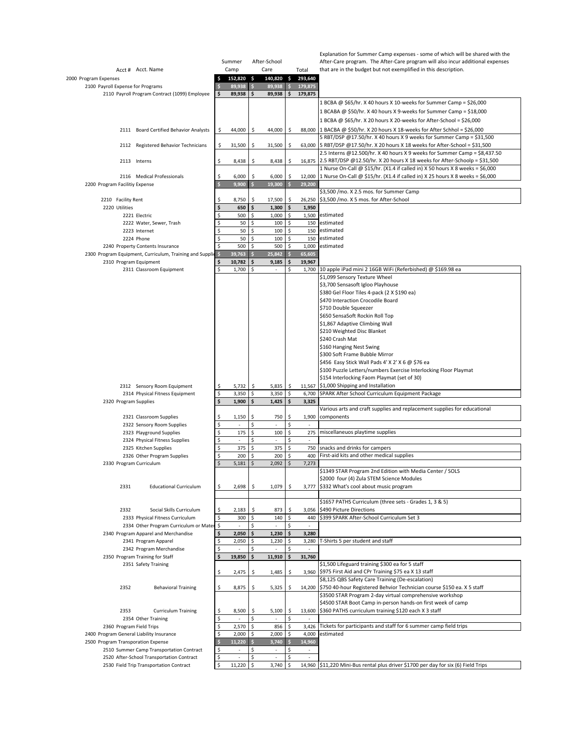| Acct # Acct. Name | Summer Camp | After-School Care | Total | Explanation for Summer Camp expenses - some of which will be shared with the After-Care program. The After-Care program will also incur additional expenses that are in the budget but not exemplified in this description. |
|---|---|---|---|---|
| 2000 Program Expenses | $ 152,820 | $ 140,820 | $ 293,640 | |
| 2100 Payroll Expense for Programs | $ 89,938 | $ 89,938 | $ 179,875 | |
| 2110 Payroll Program Contract (1099) Employee | $ 89,938 | $ 89,938 | $ 179,875 | |
| 2111 Board Certified Behavior Analysts | $ 44,000 | $ 44,000 | $ 88,000 | 1 BCBA @ $65/hr. X 40 hours X 10-weeks for Summer Camp = $26,000<br>1 BCABA @ $50/hr. X 40 hours X 9-weeks for Summer Camp = $18,000<br>1 BCBA @ $65/hr. X 20 hours X 20-weeks for After-School = $26,000<br>1 BACBA @ $50/hr. X 20 hours X 18-weeks for After Schhol = $26,000 |
| 2112 Registered Behavior Technicians | $ 31,500 | $ 31,500 | $ 63,000 | 5 RBT/DSP @17.50/hr. X 40 hours X 9 weeks for Summer Camp = $31,500<br>5 RBT/DSP @17.50/hr. X 20 hours X 18 weeks for After-School = $31,500 |
| 2113 Interns | $ 8,438 | $ 8,438 | $ 16,875 | 2.5 Interns @12.500/hr. X 40 hours X 9 weeks for Summer Camp = $8,437.50<br>2.5 RBT/DSP @12.50/hr. X 20 hours X 18 weeks for After-Schoolp = $31,500 |
| 2116 Medical Professionals | $ 6,000 | $ 6,000 | $ 12,000 | 1 Nurse On-Call @ $15/hr. (X1.4 if called in) X 50 hours X 8 weeks = $6,000<br>1 Nurse On-Call @ $15/hr. (X1.4 if called in) X 25 hours X 8 weeks = $6,000 |
| 2200 Program Facilitiy Expense | $ 9,900 | $ 19,300 | $ 29,200 | |
| 2210 Facility Rent | $ 8,750 | $ 17,500 | $ 26,250 | $3,500 /mo. X 2.5 mos. for Summer Camp<br>$3,500 /mo. X 5 mos. for After-School |
| 2220 Utilities | $ 650 | $ 1,300 | $ 1,950 | |
| 2221 Electric | $ 500 | $ 1,000 | $ 1,500 | estimated |
| 2222 Water, Sewer, Trash | $ 50 | $ 100 | $ 150 | estimated |
| 2223 Internet | $ 50 | $ 100 | $ 150 | estimated |
| 2224 Phone | $ 50 | $ 100 | $ 150 | estimated |
| 2240 Property Contents Insurance | $ 500 | $ 500 | $ 1,000 | estimated |
| 2300 Program Equipment, Curriculum, Training and Supplie | $ 39,763 | $ 25,842 | $ 65,605 | |
| 2310 Program Equipment | $ 10,782 | $ 9,185 | $ 19,967 | |
| 2311 Classroom Equipment | $ 1,700 | $ - | $ 1,700 | 10 apple iPad mini 2 16GB WiFi (Referbished) @ $169.98 ea |
| 2312 Sensory Room Equipment | $ 5,732 | $ 5,835 | $ 11,567 | $1,099 Sensory Texture Wheel<br>$3,700 Sensasoft Igloo Playhouse<br>$380 Gel Floor Tiles 4-pack (2 X $190 ea)<br>$470 Interaction Crocodile Board<br>$710 Double Squeezer<br>$650 SensaSoft Rockin Roll Top<br>$1,867 Adaptive Climbing Wall<br>$210 Weighted Disc Blanket<br>$240 Crash Mat<br>$160 Hanging Nest Swing<br>$300 Soft Frame Bubble Mirror<br>$456 Easy Stick Wall Pads 4' X 2' X 6 @ $76 ea<br>$100 Puzzle Letters/numbers Exercise Interlocking Floor Playmat<br>$154 Interlocking Faom Playmat (set of 30)<br>$1,000 Shipping and Installation |
| 2314 Physical Fitness Equipment | $ 3,350 | $ 3,350 | $ 6,700 | SPARK After School Curriculum Equipment Package |
| 2320 Program Supplies | $ 1,900 | $ 1,425 | $ 3,325 | |
| 2321 Classroom Supplies | $ 1,150 | $ 750 | $ 1,900 | Various arts and craft supplies and replacement supplies for educational components |
| 2322 Sensory Room Supplies | $ - | $ - | $ - | |
| 2323 Playground Supplies | $ 175 | $ 100 | $ 275 | miscellaneuos playtime supplies |
| 2324 Physical Fitness Supplies | $ - | $ - | $ - | |
| 2325 Kitchen Supplies | $ 375 | $ 375 | $ 750 | snacks and drinks for campers |
| 2326 Other Program Supplies | $ 200 | $ 200 | $ 400 | First-aid kits and other medical supplies |
| 2330 Program Curriculum | $ 5,181 | $ 2,092 | $ 7,273 | |
| 2331 Educational Curriculum | $ 2,698 | $ 1,079 | $ 3,777 | $1349 STAR Program 2nd Edition with Media Center / SOLS<br>$2000 four (4) Zula STEM Science Modules<br>$332 What's cool about music program |
| 2332 Social Skills Curriculum | $ 2,183 | $ 873 | $ 3,056 | $1657 PATHS Curriculum (three sets - Grades 1, 3 & 5)<br>$490 Picture Directions |
| 2333 Physical Fitness Curriculum | $ 300 | $ 140 | $ 440 | $399 SPARK After-School Curriculum Set 3 |
| 2334 Other Program Curriculum or Mater | $ - | $ - | $ - | |
| 2340 Program Apparel and Merchandise | $ 2,050 | $ 1,230 | $ 3,280 | |
| 2341 Program Apparel | $ 2,050 | $ 1,230 | $ 3,280 | T-Shirts 5 per student and staff |
| 2342 Program Merchandise | $ - | $ - | $ - | |
| 2350 Program Training for Staff | $ 19,850 | $ 11,910 | $ 31,760 | |
| 2351 Safety Training | $ 2,475 | $ 1,485 | $ 3,960 | $1,500 Lifeguard training $300 ea for 5 staff<br>$975 First Aid and CPr Training $75 ea X 13 staff |
| 2352 Behavioral Training | $ 8,875 | $ 5,325 | $ 14,200 | $8,125 QBS Safety Care Training (De-escalation)<br>$750 40-hour Registered Behvior Technician course $150 ea. X 5 staff |
| 2353 Curriculum Training | $ 8,500 | $ 5,100 | $ 13,600 | $3500 STAR Program 2-day virtual comprehensive workshop<br>$4500 STAR Boot Camp in-person hands-on first week of camp<br>$360 PATHS curriculum training $120 each X 3 staff |
| 2354 Other Training | $ - | $ - | $ - | |
| 2360 Program Field Trips | $ 2,570 | $ 856 | $ 3,426 | Tickets for participants and staff for 6 summer camp field trips |
| 2400 Program General Liability Insurance | $ 2,000 | $ 2,000 | $ 4,000 | estimated |
| 2500 Program Transporation Expense | $ 11,220 | $ 3,740 | $ 14,960 | |
| 2510 Summer Camp Transportation Contract | $ - | $ - | $ - | |
| 2520 After-School Transportation Contract | $ - | $ - | $ - | |
| 2530 Field Trip Transportation Contract | $ 11,220 | $ 3,740 | $ 14,960 | $11,220 Mini-Bus rental plus driver $1700 per day for six (6) Field Trips |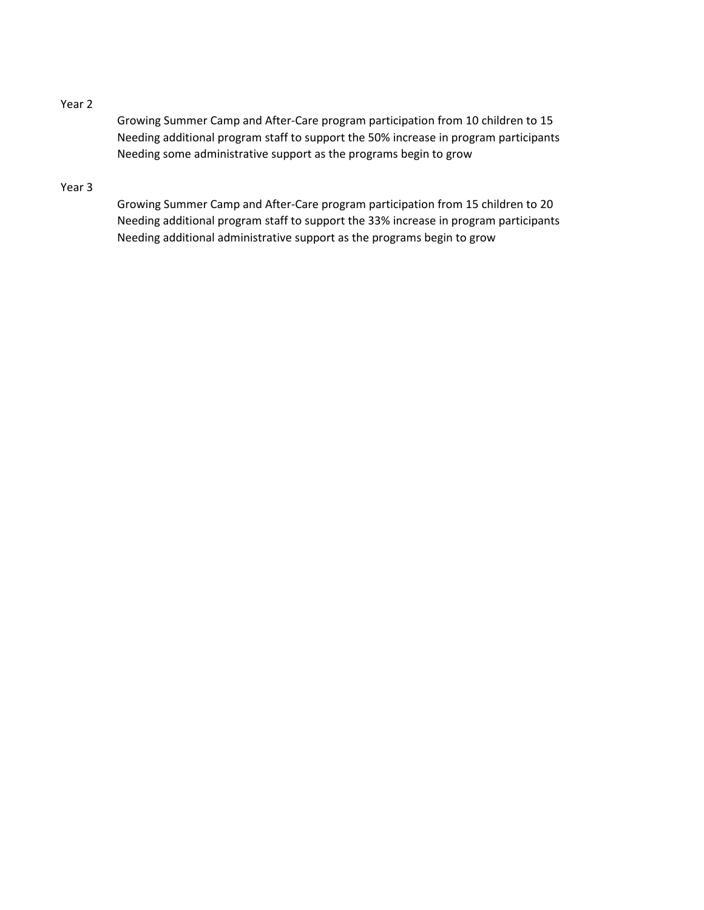Year 2

Growing Summer Camp and After-Care program participation from 10 children to 15
Needing additional program staff to support the 50% increase in program participants
Needing some administrative support as the programs begin to grow

Year 3

Growing Summer Camp and After-Care program participation from 15 children to 20
Needing additional program staff to support the 33% increase in program participants
Needing additional administrative support as the programs begin to grow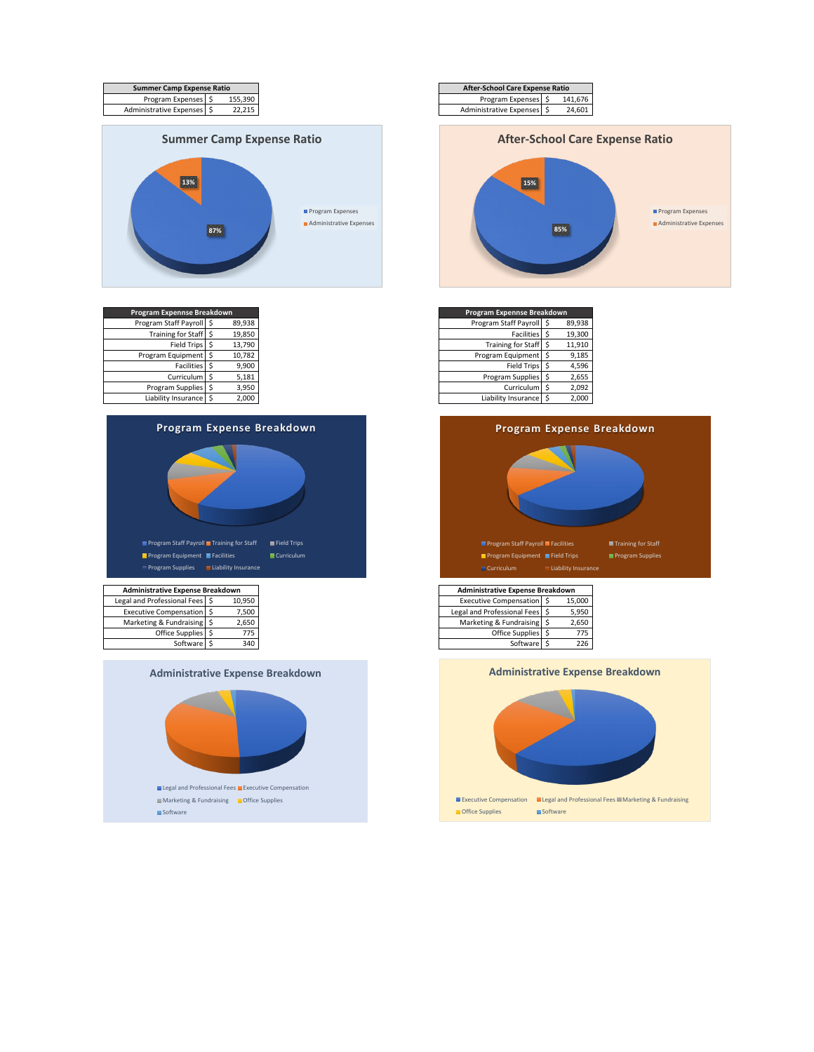| Summer Camp Expense Ratio | | |
|---|---|---|
| Program Expenses | $ | 155,390 |
| Administrative Expenses | $ | 22,215 |

## Summer Camp Expense Ratio

- Program Expenses: 87%
- Administrative Expenses: 13%

| After-School Care Expense Ratio | | |
|---|---|---|
| Program Expenses | $ | 141,676 |
| Administrative Expenses | $ | 24,601 |

## After-School Care Expense Ratio

- Program Expenses: 85%
- Administrative Expenses: 15%

| Program Expennse Breakdown | | |
|---|---|---|
| Program Staff Payroll | $ | 89,938 |
| Training for Staff | $ | 19,850 |
| Field Trips | $ | 13,790 |
| Program Equipment | $ | 10,782 |
| Facilities | $ | 9,900 |
| Curriculum | $ | 5,181 |
| Program Supplies | $ | 3,950 |
| Liability Insurance | $ | 2,000 |

## Program Expense Breakdown

Program Staff Payroll, Training for Staff, Field Trips, Program Equipment, Facilities, Curriculum, Program Supplies, Liability Insurance

| Program Expennse Breakdown | | |
|---|---|---|
| Program Staff Payroll | $ | 89,938 |
| Facilities | $ | 19,300 |
| Training for Staff | $ | 11,910 |
| Program Equipment | $ | 9,185 |
| Field Trips | $ | 4,596 |
| Program Supplies | $ | 2,655 |
| Curriculum | $ | 2,092 |
| Liability Insurance | $ | 2,000 |

## Program Expense Breakdown

Program Staff Payroll, Facilities, Training for Staff, Program Equipment, Field Trips, Program Supplies, Curriculum, Liability Insurance

| Administrative Expense Breakdown | | |
|---|---|---|
| Legal and Professional Fees | $ | 10,950 |
| Executive Compensation | $ | 7,500 |
| Marketing & Fundraising | $ | 2,650 |
| Office Supplies | $ | 775 |
| Software | $ | 340 |

## Administrative Expense Breakdown

Legal and Professional Fees, Executive Compensation, Marketing & Fundraising, Office Supplies, Software

| Administrative Expense Breakdown | | |
|---|---|---|
| Executive Compensation | $ | 15,000 |
| Legal and Professional Fees | $ | 5,950 |
| Marketing & Fundraising | $ | 2,650 |
| Office Supplies | $ | 775 |
| Software | $ | 226 |

## Administrative Expense Breakdown

Executive Compensation, Legal and Professional Fees, Marketing & Fundraising, Office Supplies, Software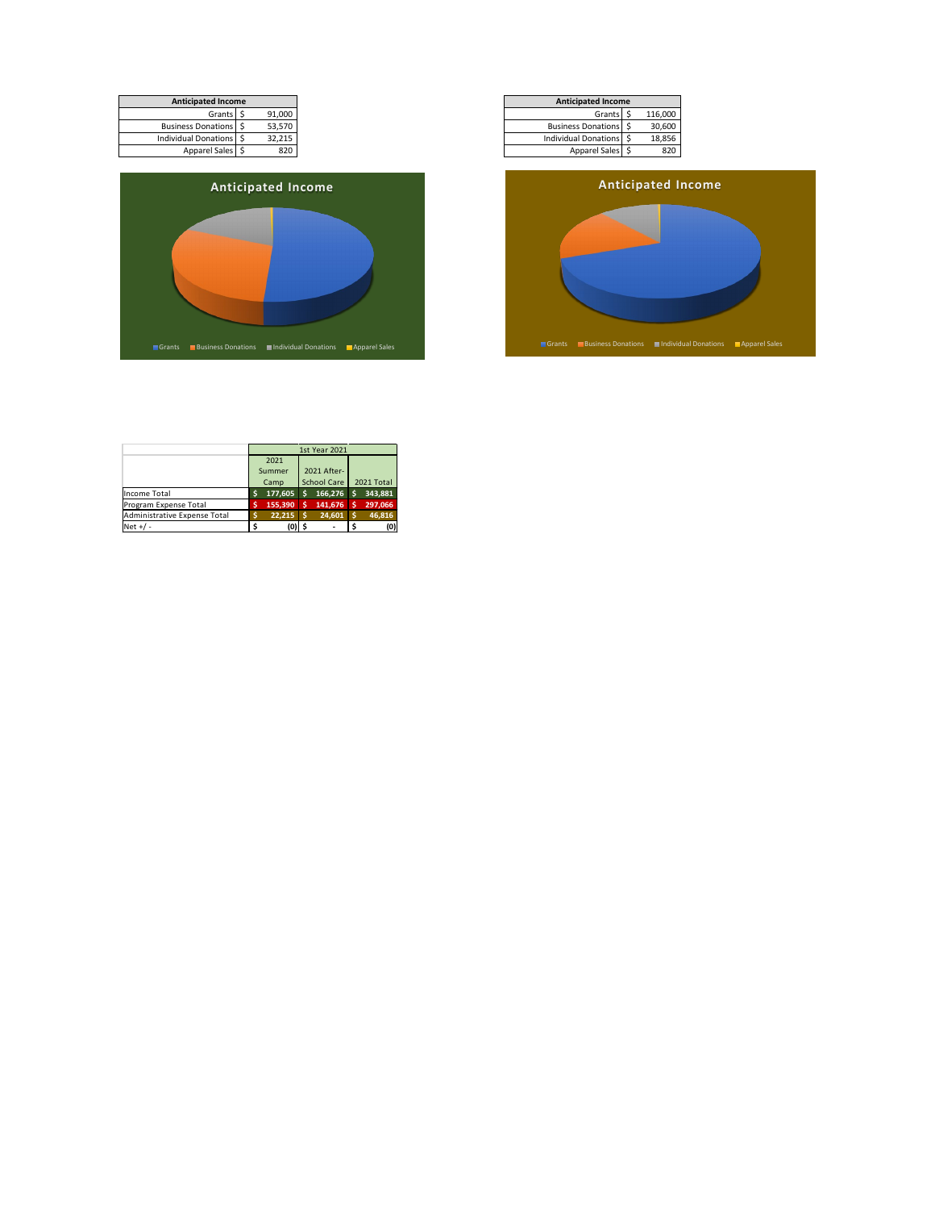| Anticipated Income | | |
|---|---|---|
| Grants | $ | 91,000 |
| Business Donations | $ | 53,570 |
| Individual Donations | $ | 32,215 |
| Apparel Sales | $ | 820 |

Anticipated Income

Grants Business Donations Individual Donations Apparel Sales

| Anticipated Income | | |
|---|---|---|
| Grants | $ | 116,000 |
| Business Donations | $ | 30,600 |
| Individual Donations | $ | 18,856 |
| Apparel Sales | $ | 820 |

Anticipated Income

Grants Business Donations Individual Donations Apparel Sales

| | 1st Year 2021 | | |
|---|---|---|---|
| | 2021 Summer Camp | 2021 After-School Care | 2021 Total |
| Income Total | $ 177,605 | $ 166,276 | $ 343,881 |
| Program Expense Total | $ 155,390 | $ 141,676 | $ 297,066 |
| Administrative Expense Total | $ 22,215 | $ 24,601 | $ 46,816 |
| Net +/ - | $ (0) | $ - | $ (0) |